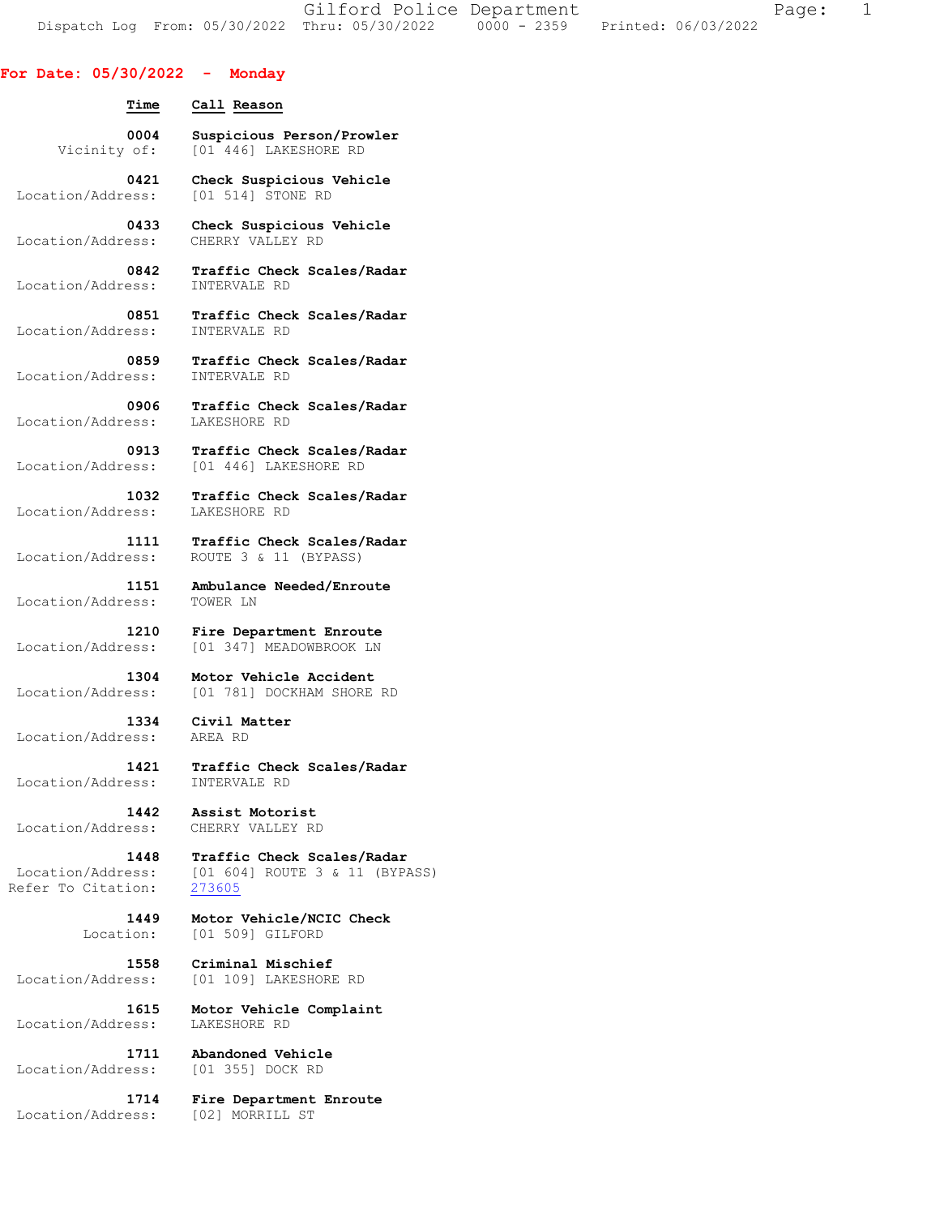Gilford Police Department
Dispatch Log From: 05/30/2022 Thru: 05/30/2022 0000 - 2359 Printed: 06/03/2022

**For Date: 05/30/2022 - Monday**

| Time | Call Reason |
|---|---|
| **0004** | **Suspicious Person/Prowler** |
| Vicinity of: | [01 446] LAKESHORE RD |
| **0421** | **Check Suspicious Vehicle** |
| Location/Address: | [01 514] STONE RD |
| **0433** | **Check Suspicious Vehicle** |
| Location/Address: | CHERRY VALLEY RD |
| **0842** | **Traffic Check Scales/Radar** |
| Location/Address: | INTERVALE RD |
| **0851** | **Traffic Check Scales/Radar** |
| Location/Address: | INTERVALE RD |
| **0859** | **Traffic Check Scales/Radar** |
| Location/Address: | INTERVALE RD |
| **0906** | **Traffic Check Scales/Radar** |
| Location/Address: | LAKESHORE RD |
| **0913** | **Traffic Check Scales/Radar** |
| Location/Address: | [01 446] LAKESHORE RD |
| **1032** | **Traffic Check Scales/Radar** |
| Location/Address: | LAKESHORE RD |
| **1111** | **Traffic Check Scales/Radar** |
| Location/Address: | ROUTE 3 & 11 (BYPASS) |
| **1151** | **Ambulance Needed/Enroute** |
| Location/Address: | TOWER LN |
| **1210** | **Fire Department Enroute** |
| Location/Address: | [01 347] MEADOWBROOK LN |
| **1304** | **Motor Vehicle Accident** |
| Location/Address: | [01 781] DOCKHAM SHORE RD |
| **1334** | **Civil Matter** |
| Location/Address: | AREA RD |
| **1421** | **Traffic Check Scales/Radar** |
| Location/Address: | INTERVALE RD |
| **1442** | **Assist Motorist** |
| Location/Address: | CHERRY VALLEY RD |
| **1448** | **Traffic Check Scales/Radar** |
| Location/Address: | [01 604] ROUTE 3 & 11 (BYPASS) |
| Refer To Citation: | 273605 |
| **1449** | **Motor Vehicle/NCIC Check** |
| Location: | [01 509] GILFORD |
| **1558** | **Criminal Mischief** |
| Location/Address: | [01 109] LAKESHORE RD |
| **1615** | **Motor Vehicle Complaint** |
| Location/Address: | LAKESHORE RD |
| **1711** | **Abandoned Vehicle** |
| Location/Address: | [01 355] DOCK RD |
| **1714** | **Fire Department Enroute** |
| Location/Address: | [02] MORRILL ST |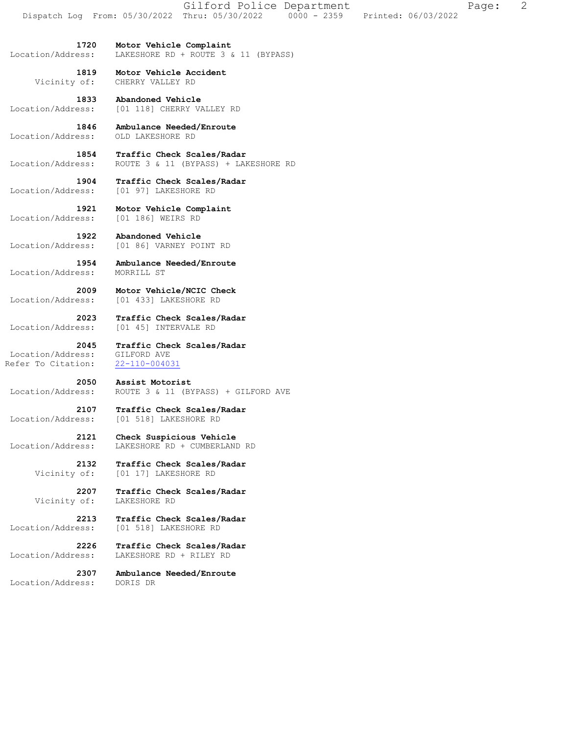**1720** **Motor Vehicle Complaint**
Location/Address: LAKESHORE RD + ROUTE 3 & 11 (BYPASS)

**1819** **Motor Vehicle Accident**
Vicinity of: CHERRY VALLEY RD

**1833** **Abandoned Vehicle**
Location/Address: [01 118] CHERRY VALLEY RD

**1846** **Ambulance Needed/Enroute**
Location/Address: OLD LAKESHORE RD

**1854** **Traffic Check Scales/Radar**
Location/Address: ROUTE 3 & 11 (BYPASS) + LAKESHORE RD

**1904** **Traffic Check Scales/Radar**
Location/Address: [01 97] LAKESHORE RD

**1921** **Motor Vehicle Complaint**
Location/Address: [01 186] WEIRS RD

**1922** **Abandoned Vehicle**
Location/Address: [01 86] VARNEY POINT RD

**1954** **Ambulance Needed/Enroute**
Location/Address: MORRILL ST

**2009** **Motor Vehicle/NCIC Check**
Location/Address: [01 433] LAKESHORE RD

**2023** **Traffic Check Scales/Radar**
Location/Address: [01 45] INTERVALE RD

**2045** **Traffic Check Scales/Radar**
Location/Address: GILFORD AVE
Refer To Citation: 22-110-004031

**2050** **Assist Motorist**
Location/Address: ROUTE 3 & 11 (BYPASS) + GILFORD AVE

**2107** **Traffic Check Scales/Radar**
Location/Address: [01 518] LAKESHORE RD

**2121** **Check Suspicious Vehicle**
Location/Address: LAKESHORE RD + CUMBERLAND RD

**2132** **Traffic Check Scales/Radar**
Vicinity of: [01 17] LAKESHORE RD

**2207** **Traffic Check Scales/Radar**
Vicinity of: LAKESHORE RD

**2213** **Traffic Check Scales/Radar**
Location/Address: [01 518] LAKESHORE RD

**2226** **Traffic Check Scales/Radar**
Location/Address: LAKESHORE RD + RILEY RD

**2307** **Ambulance Needed/Enroute**
Location/Address: DORIS DR